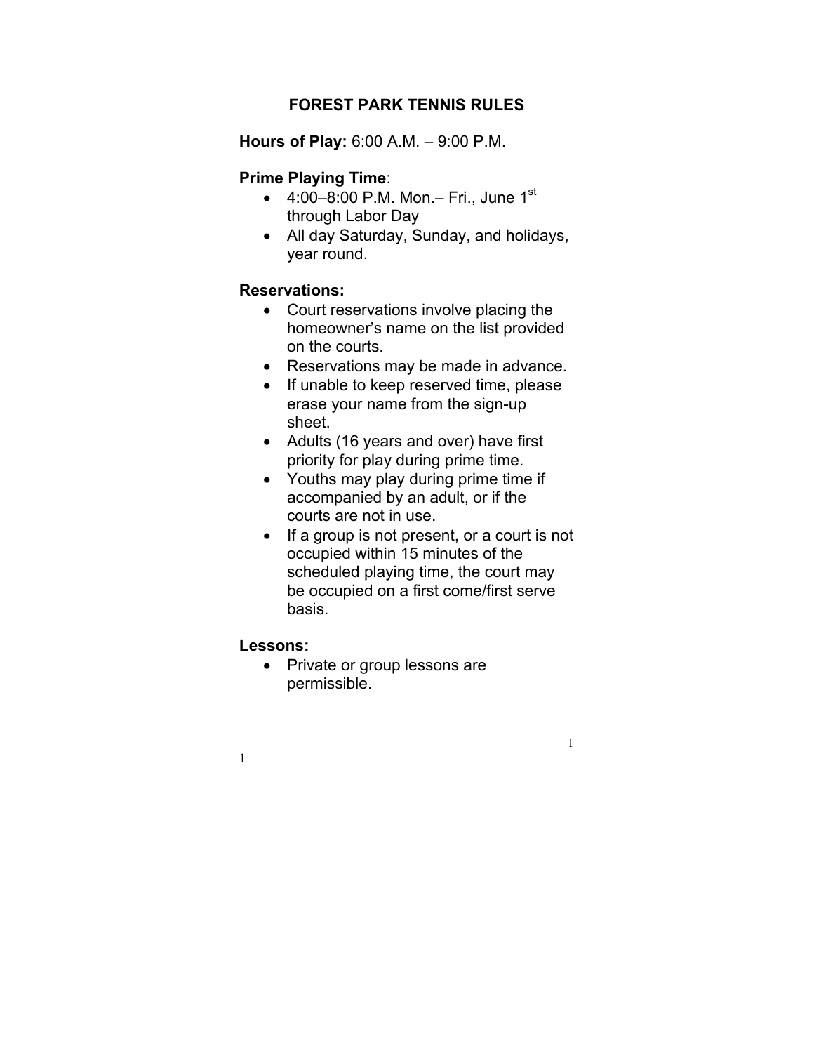# FOREST PARK TENNIS RULES

**Hours of Play:** 6:00 A.M. – 9:00 P.M.

**Prime Playing Time**:

- 4:00–8:00 P.M. Mon.– Fri., June 1st through Labor Day
- All day Saturday, Sunday, and holidays, year round.

**Reservations:**

- Court reservations involve placing the homeowner's name on the list provided on the courts.
- Reservations may be made in advance.
- If unable to keep reserved time, please erase your name from the sign-up sheet.
- Adults (16 years and over) have first priority for play during prime time.
- Youths may play during prime time if accompanied by an adult, or if the courts are not in use.
- If a group is not present, or a court is not occupied within 15 minutes of the scheduled playing time, the court may be occupied on a first come/first serve basis.

**Lessons:**

- Private or group lessons are permissible.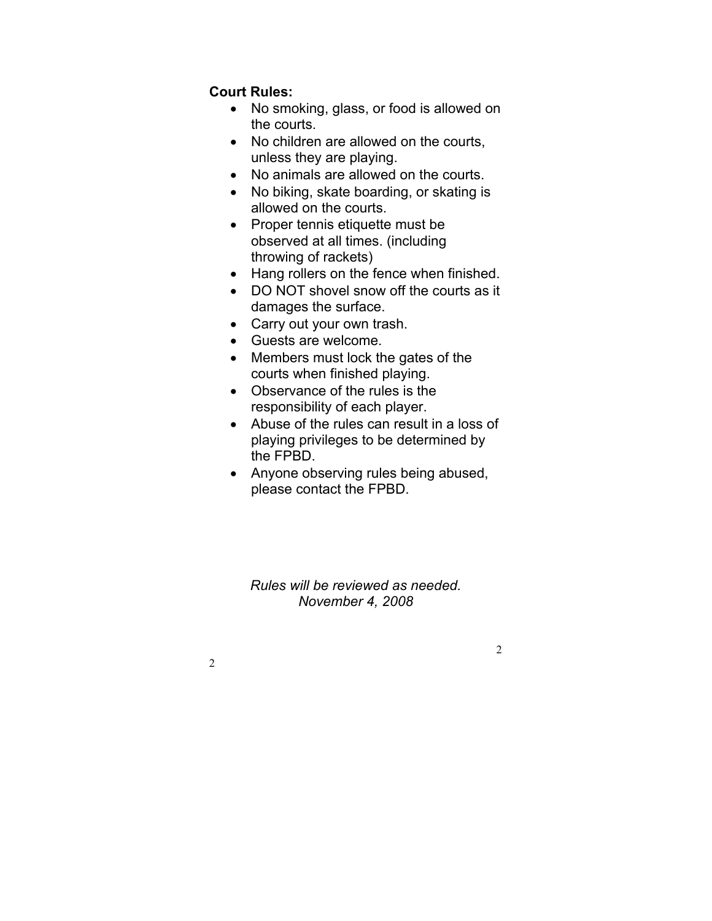**Court Rules:**

- No smoking, glass, or food is allowed on the courts.
- No children are allowed on the courts, unless they are playing.
- No animals are allowed on the courts.
- No biking, skate boarding, or skating is allowed on the courts.
- Proper tennis etiquette must be observed at all times. (including throwing of rackets)
- Hang rollers on the fence when finished.
- DO NOT shovel snow off the courts as it damages the surface.
- Carry out your own trash.
- Guests are welcome.
- Members must lock the gates of the courts when finished playing.
- Observance of the rules is the responsibility of each player.
- Abuse of the rules can result in a loss of playing privileges to be determined by the FPBD.
- Anyone observing rules being abused, please contact the FPBD.

*Rules will be reviewed as needed.*
*November 4, 2008*